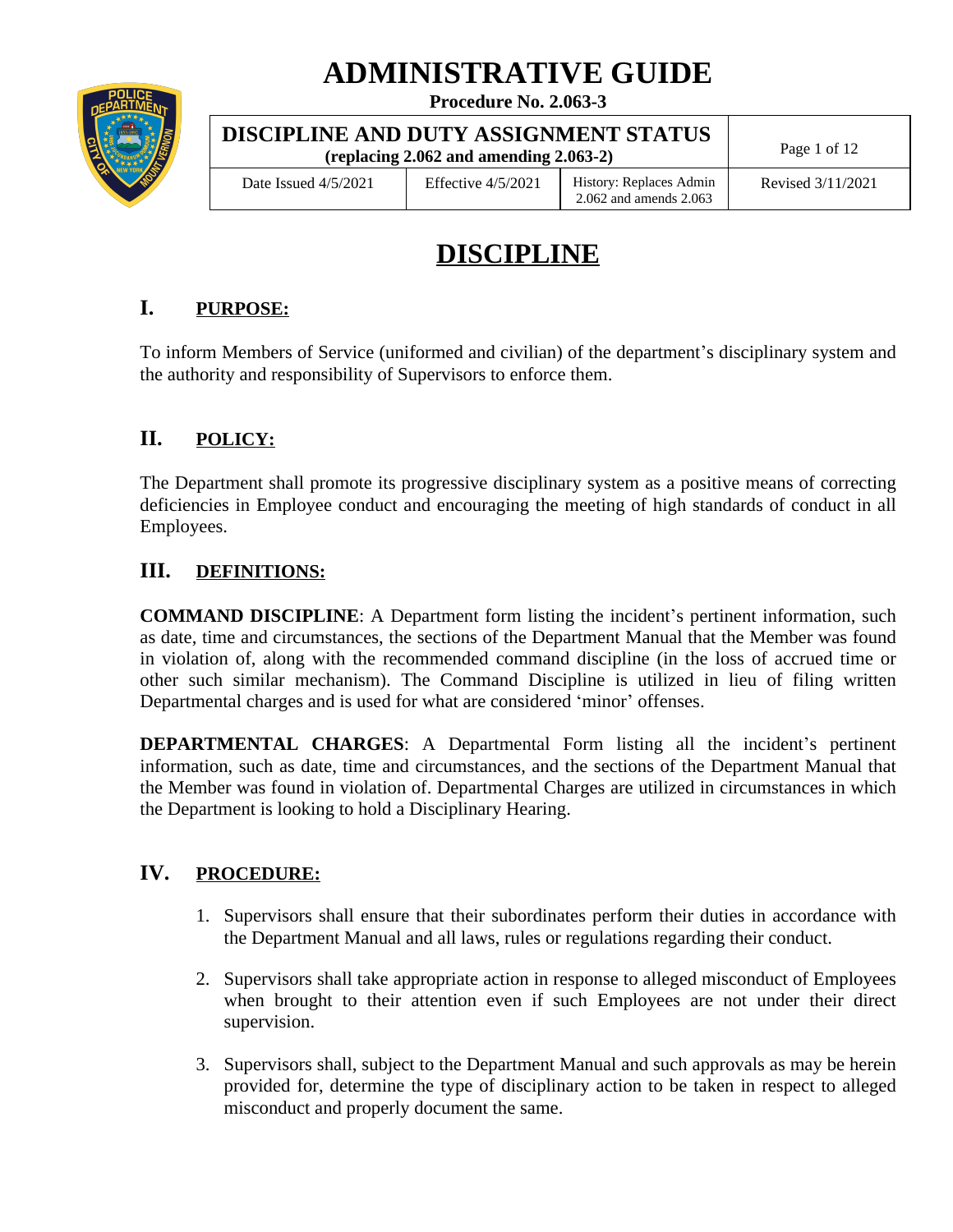# ADMINISTRATIVE GUIDE

**Procedure No. 2.063-3**

| **DISCIPLINE AND DUTY ASSIGNMENT STATUS** (replacing 2.062 and amending 2.063-2) | | | Page 1 of 12 |
|---|---|---|---|
| Date Issued 4/5/2021 | Effective 4/5/2021 | History: Replaces Admin 2.062 and amends 2.063 | Revised 3/11/2021 |

# DISCIPLINE

## I. PURPOSE:

To inform Members of Service (uniformed and civilian) of the department's disciplinary system and the authority and responsibility of Supervisors to enforce them.

## II. POLICY:

The Department shall promote its progressive disciplinary system as a positive means of correcting deficiencies in Employee conduct and encouraging the meeting of high standards of conduct in all Employees.

## III. DEFINITIONS:

**COMMAND DISCIPLINE**: A Department form listing the incident's pertinent information, such as date, time and circumstances, the sections of the Department Manual that the Member was found in violation of, along with the recommended command discipline (in the loss of accrued time or other such similar mechanism). The Command Discipline is utilized in lieu of filing written Departmental charges and is used for what are considered 'minor' offenses.

**DEPARTMENTAL CHARGES**: A Departmental Form listing all the incident's pertinent information, such as date, time and circumstances, and the sections of the Department Manual that the Member was found in violation of. Departmental Charges are utilized in circumstances in which the Department is looking to hold a Disciplinary Hearing.

## IV. PROCEDURE:

1. Supervisors shall ensure that their subordinates perform their duties in accordance with the Department Manual and all laws, rules or regulations regarding their conduct.

2. Supervisors shall take appropriate action in response to alleged misconduct of Employees when brought to their attention even if such Employees are not under their direct supervision.

3. Supervisors shall, subject to the Department Manual and such approvals as may be herein provided for, determine the type of disciplinary action to be taken in respect to alleged misconduct and properly document the same.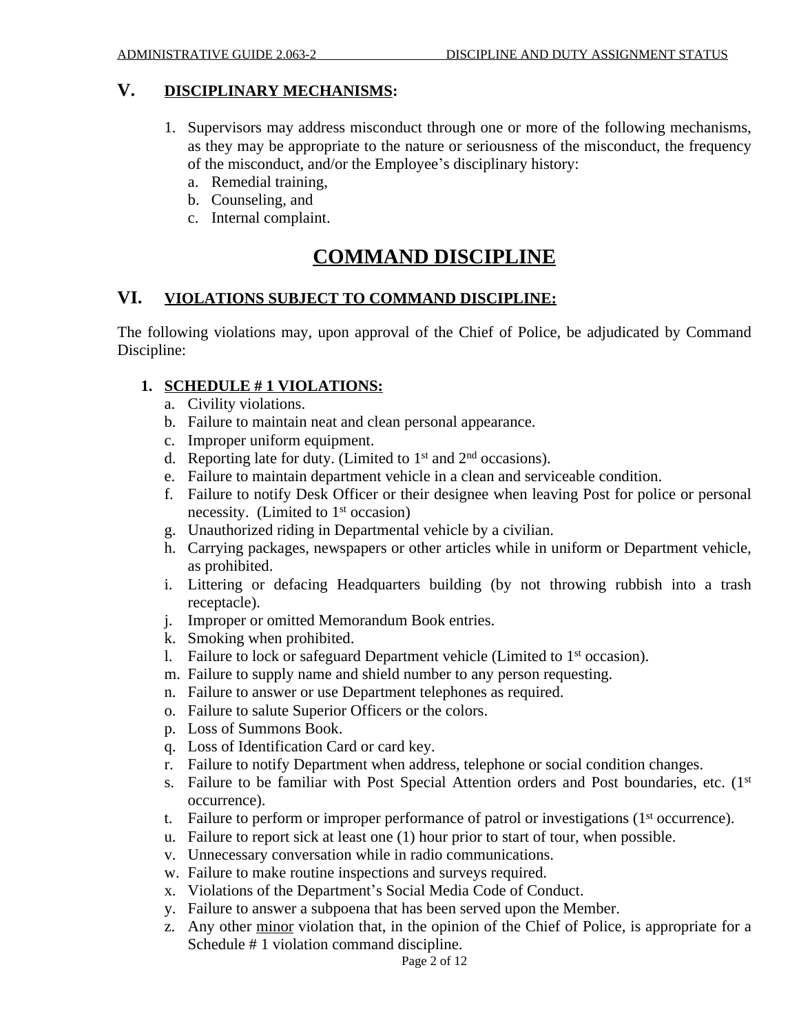## V. DISCIPLINARY MECHANISMS:

1. Supervisors may address misconduct through one or more of the following mechanisms, as they may be appropriate to the nature or seriousness of the misconduct, the frequency of the misconduct, and/or the Employee's disciplinary history:
   a. Remedial training,
   b. Counseling, and
   c. Internal complaint.

# COMMAND DISCIPLINE

## VI. VIOLATIONS SUBJECT TO COMMAND DISCIPLINE:

The following violations may, upon approval of the Chief of Police, be adjudicated by Command Discipline:

### 1. SCHEDULE # 1 VIOLATIONS:

a. Civility violations.
b. Failure to maintain neat and clean personal appearance.
c. Improper uniform equipment.
d. Reporting late for duty. (Limited to 1st and 2nd occasions).
e. Failure to maintain department vehicle in a clean and serviceable condition.
f. Failure to notify Desk Officer or their designee when leaving Post for police or personal necessity. (Limited to 1st occasion)
g. Unauthorized riding in Departmental vehicle by a civilian.
h. Carrying packages, newspapers or other articles while in uniform or Department vehicle, as prohibited.
i. Littering or defacing Headquarters building (by not throwing rubbish into a trash receptacle).
j. Improper or omitted Memorandum Book entries.
k. Smoking when prohibited.
l. Failure to lock or safeguard Department vehicle (Limited to 1st occasion).
m. Failure to supply name and shield number to any person requesting.
n. Failure to answer or use Department telephones as required.
o. Failure to salute Superior Officers or the colors.
p. Loss of Summons Book.
q. Loss of Identification Card or card key.
r. Failure to notify Department when address, telephone or social condition changes.
s. Failure to be familiar with Post Special Attention orders and Post boundaries, etc. (1st occurrence).
t. Failure to perform or improper performance of patrol or investigations (1st occurrence).
u. Failure to report sick at least one (1) hour prior to start of tour, when possible.
v. Unnecessary conversation while in radio communications.
w. Failure to make routine inspections and surveys required.
x. Violations of the Department's Social Media Code of Conduct.
y. Failure to answer a subpoena that has been served upon the Member.
z. Any other minor violation that, in the opinion of the Chief of Police, is appropriate for a Schedule # 1 violation command discipline.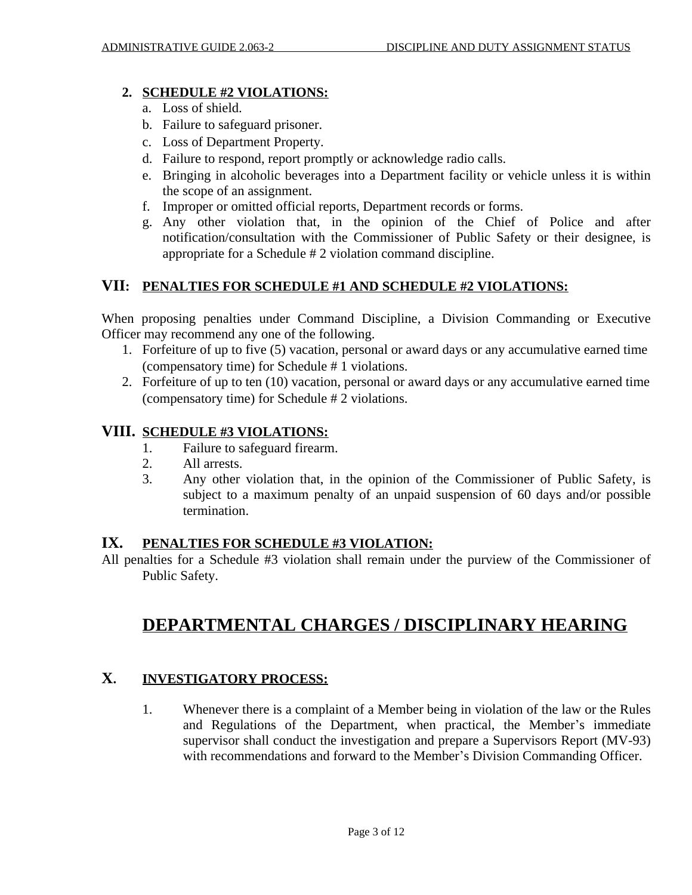2. **SCHEDULE #2 VIOLATIONS:**
   a. Loss of shield.
   b. Failure to safeguard prisoner.
   c. Loss of Department Property.
   d. Failure to respond, report promptly or acknowledge radio calls.
   e. Bringing in alcoholic beverages into a Department facility or vehicle unless it is within the scope of an assignment.
   f. Improper or omitted official reports, Department records or forms.
   g. Any other violation that, in the opinion of the Chief of Police and after notification/consultation with the Commissioner of Public Safety or their designee, is appropriate for a Schedule # 2 violation command discipline.

## VII: PENALTIES FOR SCHEDULE #1 AND SCHEDULE #2 VIOLATIONS:

When proposing penalties under Command Discipline, a Division Commanding or Executive Officer may recommend any one of the following.

1. Forfeiture of up to five (5) vacation, personal or award days or any accumulative earned time (compensatory time) for Schedule # 1 violations.
2. Forfeiture of up to ten (10) vacation, personal or award days or any accumulative earned time (compensatory time) for Schedule # 2 violations.

## VIII. SCHEDULE #3 VIOLATIONS:

1. Failure to safeguard firearm.
2. All arrests.
3. Any other violation that, in the opinion of the Commissioner of Public Safety, is subject to a maximum penalty of an unpaid suspension of 60 days and/or possible termination.

## IX. PENALTIES FOR SCHEDULE #3 VIOLATION:

All penalties for a Schedule #3 violation shall remain under the purview of the Commissioner of Public Safety.

# DEPARTMENTAL CHARGES / DISCIPLINARY HEARING

## X. INVESTIGATORY PROCESS:

1. Whenever there is a complaint of a Member being in violation of the law or the Rules and Regulations of the Department, when practical, the Member's immediate supervisor shall conduct the investigation and prepare a Supervisors Report (MV-93) with recommendations and forward to the Member's Division Commanding Officer.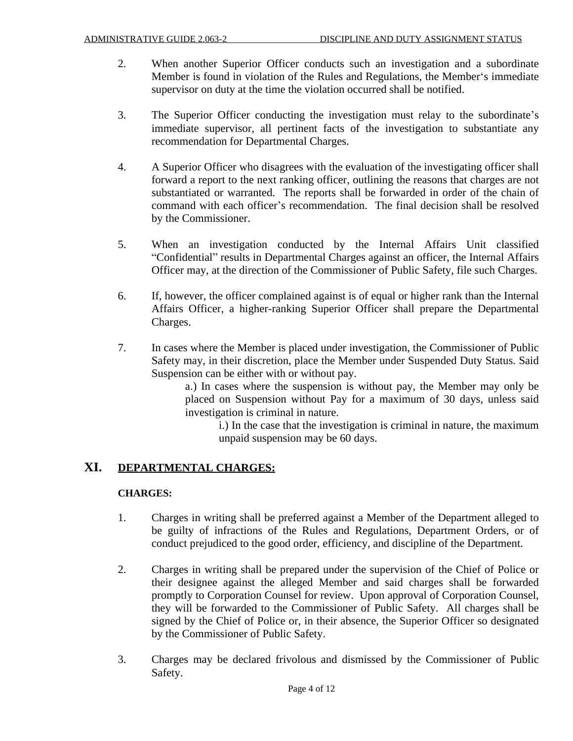2. When another Superior Officer conducts such an investigation and a subordinate Member is found in violation of the Rules and Regulations, the Member's immediate supervisor on duty at the time the violation occurred shall be notified.

3. The Superior Officer conducting the investigation must relay to the subordinate's immediate supervisor, all pertinent facts of the investigation to substantiate any recommendation for Departmental Charges.

4. A Superior Officer who disagrees with the evaluation of the investigating officer shall forward a report to the next ranking officer, outlining the reasons that charges are not substantiated or warranted. The reports shall be forwarded in order of the chain of command with each officer's recommendation. The final decision shall be resolved by the Commissioner.

5. When an investigation conducted by the Internal Affairs Unit classified "Confidential" results in Departmental Charges against an officer, the Internal Affairs Officer may, at the direction of the Commissioner of Public Safety, file such Charges.

6. If, however, the officer complained against is of equal or higher rank than the Internal Affairs Officer, a higher-ranking Superior Officer shall prepare the Departmental Charges.

7. In cases where the Member is placed under investigation, the Commissioner of Public Safety may, in their discretion, place the Member under Suspended Duty Status. Said Suspension can be either with or without pay.
    - a.) In cases where the suspension is without pay, the Member may only be placed on Suspension without Pay for a maximum of 30 days, unless said investigation is criminal in nature.
        - i.) In the case that the investigation is criminal in nature, the maximum unpaid suspension may be 60 days.

## XI. DEPARTMENTAL CHARGES:

**CHARGES:**

1. Charges in writing shall be preferred against a Member of the Department alleged to be guilty of infractions of the Rules and Regulations, Department Orders, or of conduct prejudiced to the good order, efficiency, and discipline of the Department.

2. Charges in writing shall be prepared under the supervision of the Chief of Police or their designee against the alleged Member and said charges shall be forwarded promptly to Corporation Counsel for review. Upon approval of Corporation Counsel, they will be forwarded to the Commissioner of Public Safety. All charges shall be signed by the Chief of Police or, in their absence, the Superior Officer so designated by the Commissioner of Public Safety.

3. Charges may be declared frivolous and dismissed by the Commissioner of Public Safety.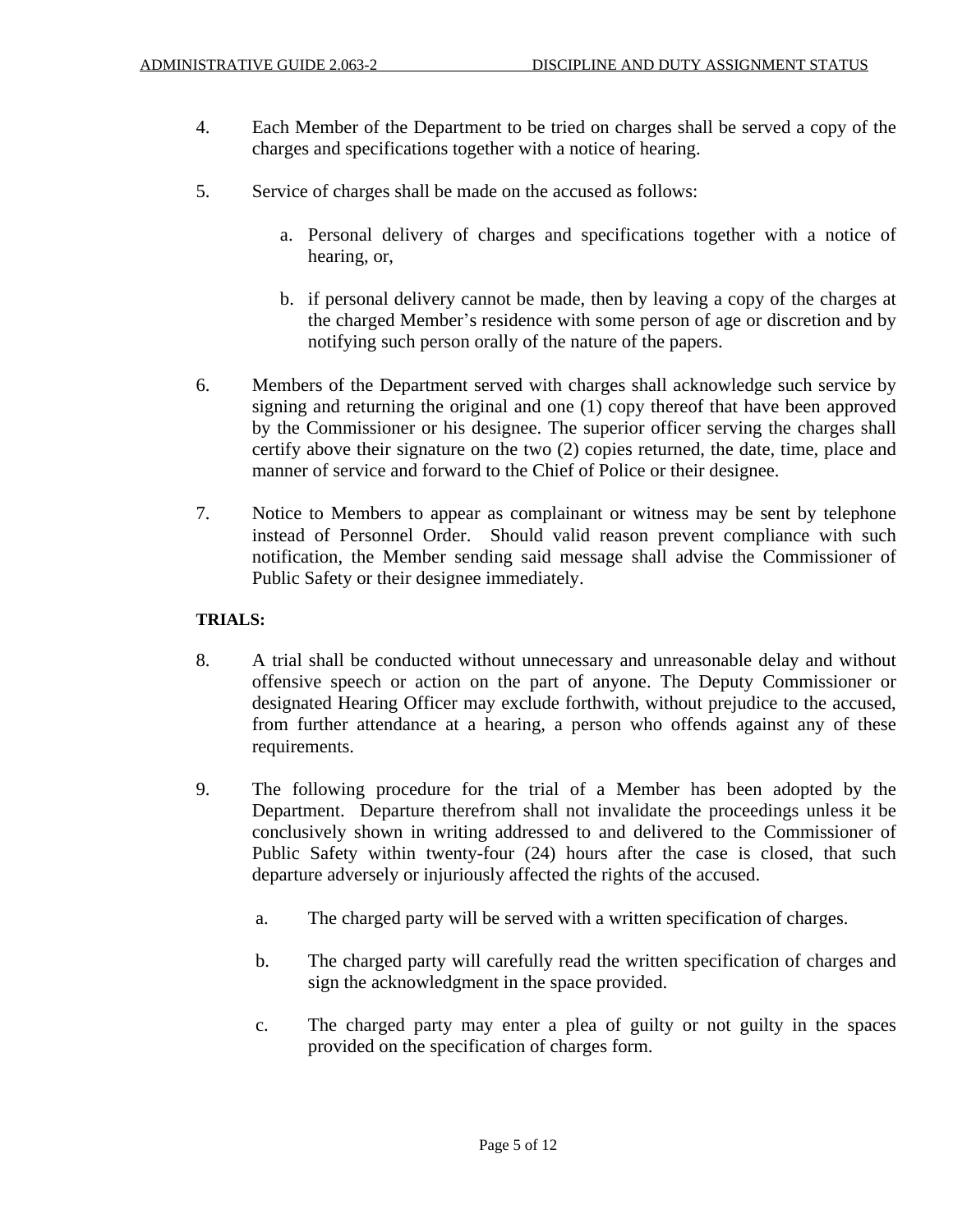4. Each Member of the Department to be tried on charges shall be served a copy of the charges and specifications together with a notice of hearing.

5. Service of charges shall be made on the accused as follows:

    a. Personal delivery of charges and specifications together with a notice of hearing, or,

    b. if personal delivery cannot be made, then by leaving a copy of the charges at the charged Member's residence with some person of age or discretion and by notifying such person orally of the nature of the papers.

6. Members of the Department served with charges shall acknowledge such service by signing and returning the original and one (1) copy thereof that have been approved by the Commissioner or his designee. The superior officer serving the charges shall certify above their signature on the two (2) copies returned, the date, time, place and manner of service and forward to the Chief of Police or their designee.

7. Notice to Members to appear as complainant or witness may be sent by telephone instead of Personnel Order. Should valid reason prevent compliance with such notification, the Member sending said message shall advise the Commissioner of Public Safety or their designee immediately.

**TRIALS:**

8. A trial shall be conducted without unnecessary and unreasonable delay and without offensive speech or action on the part of anyone. The Deputy Commissioner or designated Hearing Officer may exclude forthwith, without prejudice to the accused, from further attendance at a hearing, a person who offends against any of these requirements.

9. The following procedure for the trial of a Member has been adopted by the Department. Departure therefrom shall not invalidate the proceedings unless it be conclusively shown in writing addressed to and delivered to the Commissioner of Public Safety within twenty-four (24) hours after the case is closed, that such departure adversely or injuriously affected the rights of the accused.

    a. The charged party will be served with a written specification of charges.

    b. The charged party will carefully read the written specification of charges and sign the acknowledgment in the space provided.

    c. The charged party may enter a plea of guilty or not guilty in the spaces provided on the specification of charges form.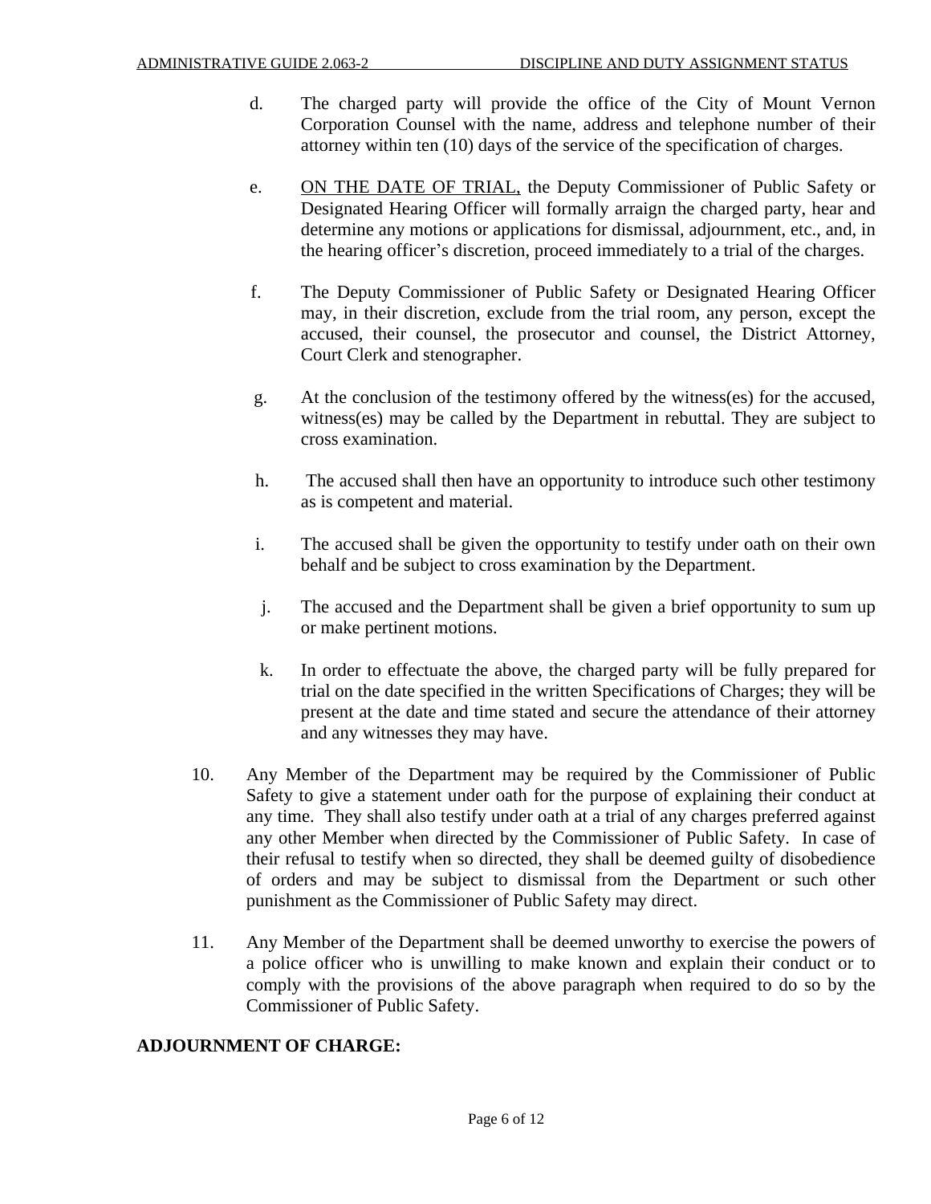d. The charged party will provide the office of the City of Mount Vernon Corporation Counsel with the name, address and telephone number of their attorney within ten (10) days of the service of the specification of charges.

e. <u>ON THE DATE OF TRIAL,</u> the Deputy Commissioner of Public Safety or Designated Hearing Officer will formally arraign the charged party, hear and determine any motions or applications for dismissal, adjournment, etc., and, in the hearing officer's discretion, proceed immediately to a trial of the charges.

f. The Deputy Commissioner of Public Safety or Designated Hearing Officer may, in their discretion, exclude from the trial room, any person, except the accused, their counsel, the prosecutor and counsel, the District Attorney, Court Clerk and stenographer.

g. At the conclusion of the testimony offered by the witness(es) for the accused, witness(es) may be called by the Department in rebuttal. They are subject to cross examination.

h. The accused shall then have an opportunity to introduce such other testimony as is competent and material.

i. The accused shall be given the opportunity to testify under oath on their own behalf and be subject to cross examination by the Department.

j. The accused and the Department shall be given a brief opportunity to sum up or make pertinent motions.

k. In order to effectuate the above, the charged party will be fully prepared for trial on the date specified in the written Specifications of Charges; they will be present at the date and time stated and secure the attendance of their attorney and any witnesses they may have.

10. Any Member of the Department may be required by the Commissioner of Public Safety to give a statement under oath for the purpose of explaining their conduct at any time. They shall also testify under oath at a trial of any charges preferred against any other Member when directed by the Commissioner of Public Safety. In case of their refusal to testify when so directed, they shall be deemed guilty of disobedience of orders and may be subject to dismissal from the Department or such other punishment as the Commissioner of Public Safety may direct.

11. Any Member of the Department shall be deemed unworthy to exercise the powers of a police officer who is unwilling to make known and explain their conduct or to comply with the provisions of the above paragraph when required to do so by the Commissioner of Public Safety.

**ADJOURNMENT OF CHARGE:**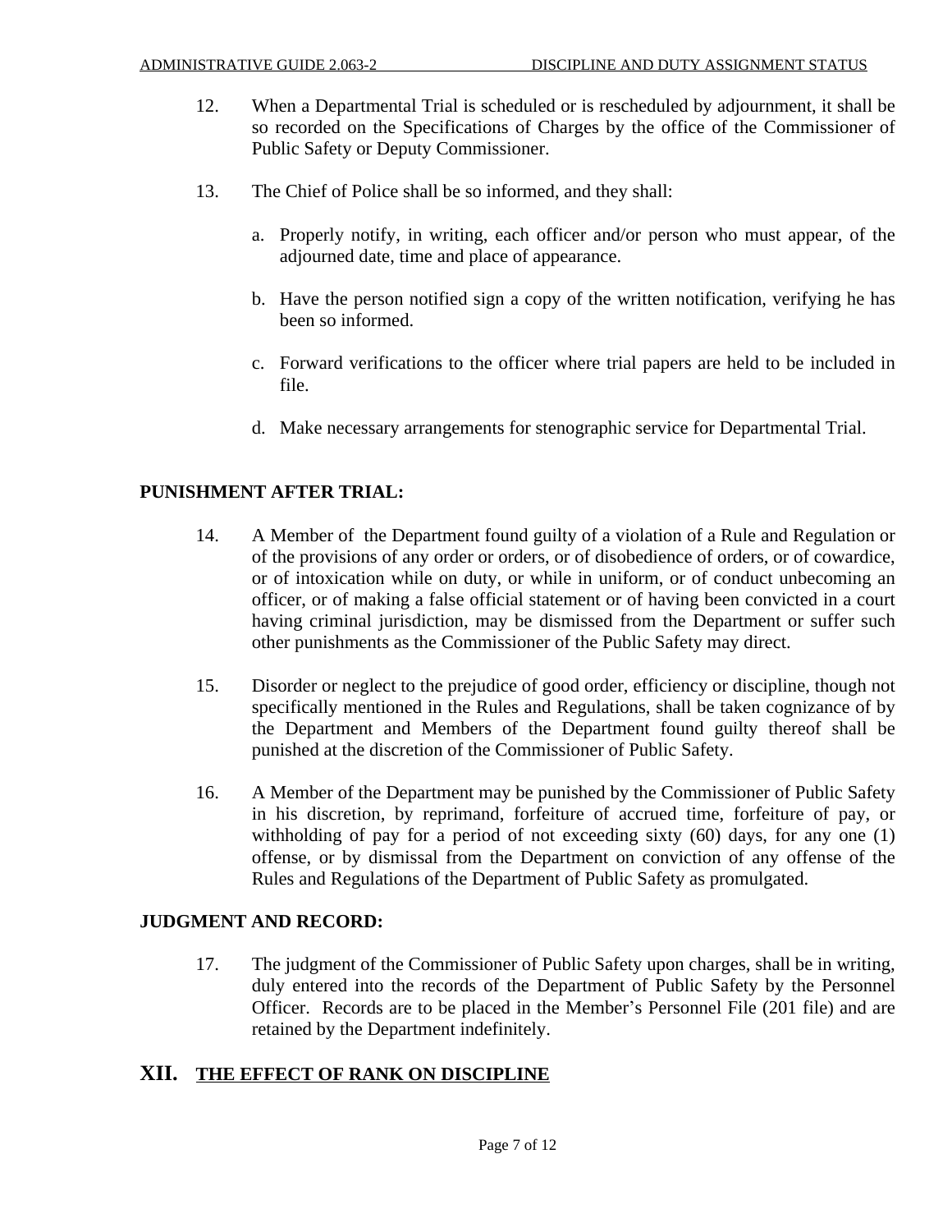12. When a Departmental Trial is scheduled or is rescheduled by adjournment, it shall be so recorded on the Specifications of Charges by the office of the Commissioner of Public Safety or Deputy Commissioner.

13. The Chief of Police shall be so informed, and they shall:

    a. Properly notify, in writing, each officer and/or person who must appear, of the adjourned date, time and place of appearance.

    b. Have the person notified sign a copy of the written notification, verifying he has been so informed.

    c. Forward verifications to the officer where trial papers are held to be included in file.

    d. Make necessary arrangements for stenographic service for Departmental Trial.

**PUNISHMENT AFTER TRIAL:**

14. A Member of the Department found guilty of a violation of a Rule and Regulation or of the provisions of any order or orders, or of disobedience of orders, or of cowardice, or of intoxication while on duty, or while in uniform, or of conduct unbecoming an officer, or of making a false official statement or of having been convicted in a court having criminal jurisdiction, may be dismissed from the Department or suffer such other punishments as the Commissioner of the Public Safety may direct.

15. Disorder or neglect to the prejudice of good order, efficiency or discipline, though not specifically mentioned in the Rules and Regulations, shall be taken cognizance of by the Department and Members of the Department found guilty thereof shall be punished at the discretion of the Commissioner of Public Safety.

16. A Member of the Department may be punished by the Commissioner of Public Safety in his discretion, by reprimand, forfeiture of accrued time, forfeiture of pay, or withholding of pay for a period of not exceeding sixty (60) days, for any one (1) offense, or by dismissal from the Department on conviction of any offense of the Rules and Regulations of the Department of Public Safety as promulgated.

**JUDGMENT AND RECORD:**

17. The judgment of the Commissioner of Public Safety upon charges, shall be in writing, duly entered into the records of the Department of Public Safety by the Personnel Officer. Records are to be placed in the Member's Personnel File (201 file) and are retained by the Department indefinitely.

## XII. THE EFFECT OF RANK ON DISCIPLINE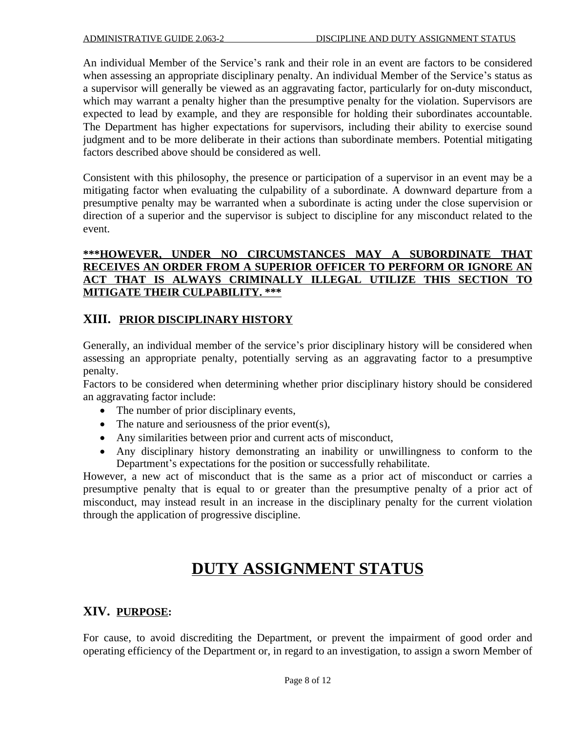An individual Member of the Service's rank and their role in an event are factors to be considered when assessing an appropriate disciplinary penalty. An individual Member of the Service's status as a supervisor will generally be viewed as an aggravating factor, particularly for on-duty misconduct, which may warrant a penalty higher than the presumptive penalty for the violation. Supervisors are expected to lead by example, and they are responsible for holding their subordinates accountable. The Department has higher expectations for supervisors, including their ability to exercise sound judgment and to be more deliberate in their actions than subordinate members. Potential mitigating factors described above should be considered as well.

Consistent with this philosophy, the presence or participation of a supervisor in an event may be a mitigating factor when evaluating the culpability of a subordinate. A downward departure from a presumptive penalty may be warranted when a subordinate is acting under the close supervision or direction of a superior and the supervisor is subject to discipline for any misconduct related to the event.

<u>**\*\*\*HOWEVER, UNDER NO CIRCUMSTANCES MAY A SUBORDINATE THAT RECEIVES AN ORDER FROM A SUPERIOR OFFICER TO PERFORM OR IGNORE AN ACT THAT IS ALWAYS CRIMINALLY ILLEGAL UTILIZE THIS SECTION TO MITIGATE THEIR CULPABILITY. \*\*\***</u>

## XIII. PRIOR DISCIPLINARY HISTORY

Generally, an individual member of the service's prior disciplinary history will be considered when assessing an appropriate penalty, potentially serving as an aggravating factor to a presumptive penalty.

Factors to be considered when determining whether prior disciplinary history should be considered an aggravating factor include:

- The number of prior disciplinary events,
- The nature and seriousness of the prior event(s),
- Any similarities between prior and current acts of misconduct,
- Any disciplinary history demonstrating an inability or unwillingness to conform to the Department's expectations for the position or successfully rehabilitate.

However, a new act of misconduct that is the same as a prior act of misconduct or carries a presumptive penalty that is equal to or greater than the presumptive penalty of a prior act of misconduct, may instead result in an increase in the disciplinary penalty for the current violation through the application of progressive discipline.

# DUTY ASSIGNMENT STATUS

## XIV. PURPOSE:

For cause, to avoid discrediting the Department, or prevent the impairment of good order and operating efficiency of the Department or, in regard to an investigation, to assign a sworn Member of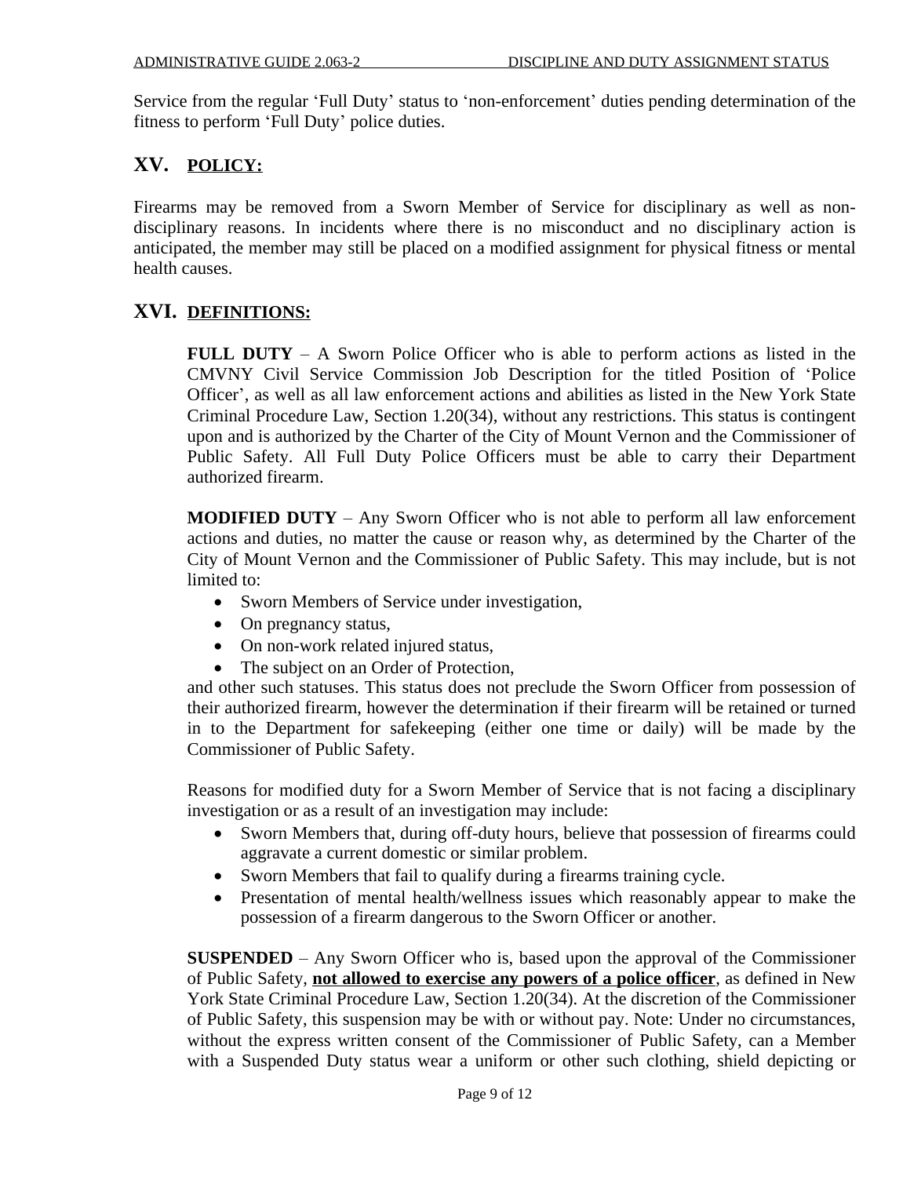Service from the regular 'Full Duty' status to 'non-enforcement' duties pending determination of the fitness to perform 'Full Duty' police duties.

## XV. POLICY:

Firearms may be removed from a Sworn Member of Service for disciplinary as well as non-disciplinary reasons. In incidents where there is no misconduct and no disciplinary action is anticipated, the member may still be placed on a modified assignment for physical fitness or mental health causes.

## XVI. DEFINITIONS:

**FULL DUTY** – A Sworn Police Officer who is able to perform actions as listed in the CMVNY Civil Service Commission Job Description for the titled Position of 'Police Officer', as well as all law enforcement actions and abilities as listed in the New York State Criminal Procedure Law, Section 1.20(34), without any restrictions. This status is contingent upon and is authorized by the Charter of the City of Mount Vernon and the Commissioner of Public Safety. All Full Duty Police Officers must be able to carry their Department authorized firearm.

**MODIFIED DUTY** – Any Sworn Officer who is not able to perform all law enforcement actions and duties, no matter the cause or reason why, as determined by the Charter of the City of Mount Vernon and the Commissioner of Public Safety. This may include, but is not limited to:

- Sworn Members of Service under investigation,
- On pregnancy status,
- On non-work related injured status,
- The subject on an Order of Protection,

and other such statuses. This status does not preclude the Sworn Officer from possession of their authorized firearm, however the determination if their firearm will be retained or turned in to the Department for safekeeping (either one time or daily) will be made by the Commissioner of Public Safety.

Reasons for modified duty for a Sworn Member of Service that is not facing a disciplinary investigation or as a result of an investigation may include:

- Sworn Members that, during off-duty hours, believe that possession of firearms could aggravate a current domestic or similar problem.
- Sworn Members that fail to qualify during a firearms training cycle.
- Presentation of mental health/wellness issues which reasonably appear to make the possession of a firearm dangerous to the Sworn Officer or another.

**SUSPENDED** – Any Sworn Officer who is, based upon the approval of the Commissioner of Public Safety, **not allowed to exercise any powers of a police officer**, as defined in New York State Criminal Procedure Law, Section 1.20(34). At the discretion of the Commissioner of Public Safety, this suspension may be with or without pay. Note: Under no circumstances, without the express written consent of the Commissioner of Public Safety, can a Member with a Suspended Duty status wear a uniform or other such clothing, shield depicting or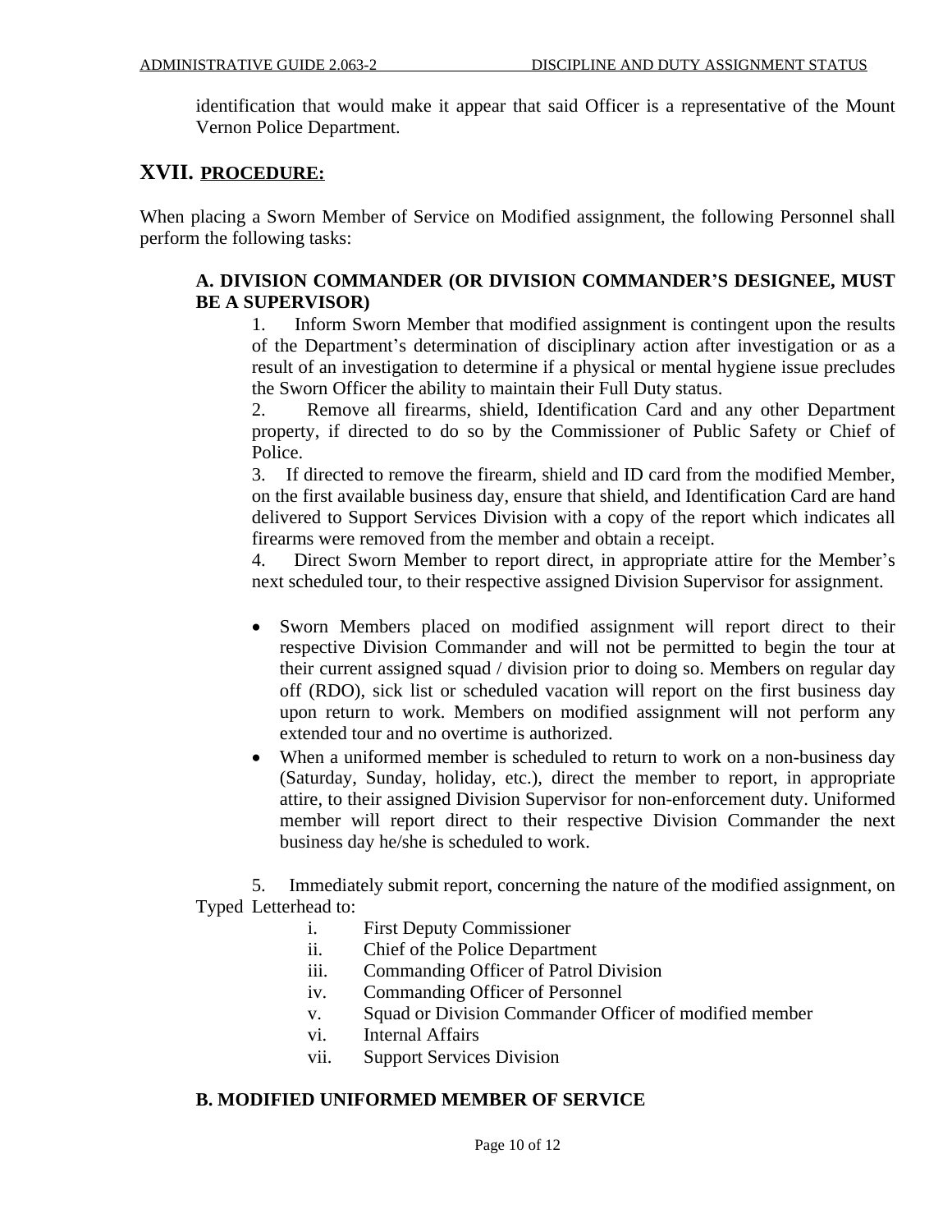identification that would make it appear that said Officer is a representative of the Mount Vernon Police Department.

## XVII. PROCEDURE:

When placing a Sworn Member of Service on Modified assignment, the following Personnel shall perform the following tasks:

### A. DIVISION COMMANDER (OR DIVISION COMMANDER'S DESIGNEE, MUST BE A SUPERVISOR)

1. Inform Sworn Member that modified assignment is contingent upon the results of the Department's determination of disciplinary action after investigation or as a result of an investigation to determine if a physical or mental hygiene issue precludes the Sworn Officer the ability to maintain their Full Duty status.
2. Remove all firearms, shield, Identification Card and any other Department property, if directed to do so by the Commissioner of Public Safety or Chief of Police.
3. If directed to remove the firearm, shield and ID card from the modified Member, on the first available business day, ensure that shield, and Identification Card are hand delivered to Support Services Division with a copy of the report which indicates all firearms were removed from the member and obtain a receipt.
4. Direct Sworn Member to report direct, in appropriate attire for the Member's next scheduled tour, to their respective assigned Division Supervisor for assignment.

- Sworn Members placed on modified assignment will report direct to their respective Division Commander and will not be permitted to begin the tour at their current assigned squad / division prior to doing so. Members on regular day off (RDO), sick list or scheduled vacation will report on the first business day upon return to work. Members on modified assignment will not perform any extended tour and no overtime is authorized.
- When a uniformed member is scheduled to return to work on a non-business day (Saturday, Sunday, holiday, etc.), direct the member to report, in appropriate attire, to their assigned Division Supervisor for non-enforcement duty. Uniformed member will report direct to their respective Division Commander the next business day he/she is scheduled to work.

5. Immediately submit report, concerning the nature of the modified assignment, on Typed Letterhead to:
   - i. First Deputy Commissioner
   - ii. Chief of the Police Department
   - iii. Commanding Officer of Patrol Division
   - iv. Commanding Officer of Personnel
   - v. Squad or Division Commander Officer of modified member
   - vi. Internal Affairs
   - vii. Support Services Division

### B. MODIFIED UNIFORMED MEMBER OF SERVICE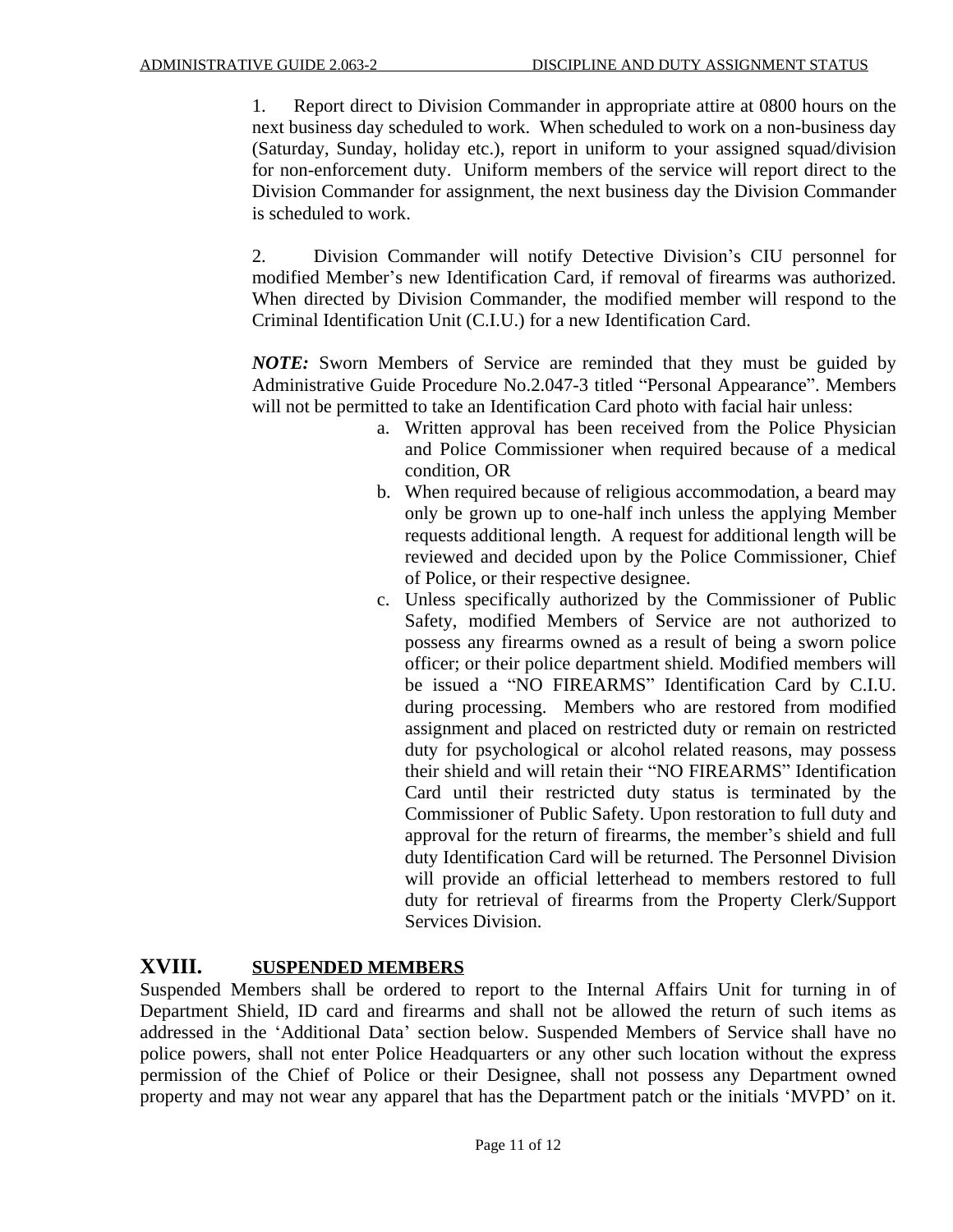1. Report direct to Division Commander in appropriate attire at 0800 hours on the next business day scheduled to work. When scheduled to work on a non-business day (Saturday, Sunday, holiday etc.), report in uniform to your assigned squad/division for non-enforcement duty. Uniform members of the service will report direct to the Division Commander for assignment, the next business day the Division Commander is scheduled to work.

2. Division Commander will notify Detective Division's CIU personnel for modified Member's new Identification Card, if removal of firearms was authorized. When directed by Division Commander, the modified member will respond to the Criminal Identification Unit (C.I.U.) for a new Identification Card.

***NOTE:*** Sworn Members of Service are reminded that they must be guided by Administrative Guide Procedure No.2.047-3 titled "Personal Appearance". Members will not be permitted to take an Identification Card photo with facial hair unless:

a. Written approval has been received from the Police Physician and Police Commissioner when required because of a medical condition, OR
b. When required because of religious accommodation, a beard may only be grown up to one-half inch unless the applying Member requests additional length. A request for additional length will be reviewed and decided upon by the Police Commissioner, Chief of Police, or their respective designee.
c. Unless specifically authorized by the Commissioner of Public Safety, modified Members of Service are not authorized to possess any firearms owned as a result of being a sworn police officer; or their police department shield. Modified members will be issued a "NO FIREARMS" Identification Card by C.I.U. during processing. Members who are restored from modified assignment and placed on restricted duty or remain on restricted duty for psychological or alcohol related reasons, may possess their shield and will retain their "NO FIREARMS" Identification Card until their restricted duty status is terminated by the Commissioner of Public Safety. Upon restoration to full duty and approval for the return of firearms, the member's shield and full duty Identification Card will be returned. The Personnel Division will provide an official letterhead to members restored to full duty for retrieval of firearms from the Property Clerk/Support Services Division.

## XVIII. SUSPENDED MEMBERS

Suspended Members shall be ordered to report to the Internal Affairs Unit for turning in of Department Shield, ID card and firearms and shall not be allowed the return of such items as addressed in the 'Additional Data' section below. Suspended Members of Service shall have no police powers, shall not enter Police Headquarters or any other such location without the express permission of the Chief of Police or their Designee, shall not possess any Department owned property and may not wear any apparel that has the Department patch or the initials 'MVPD' on it.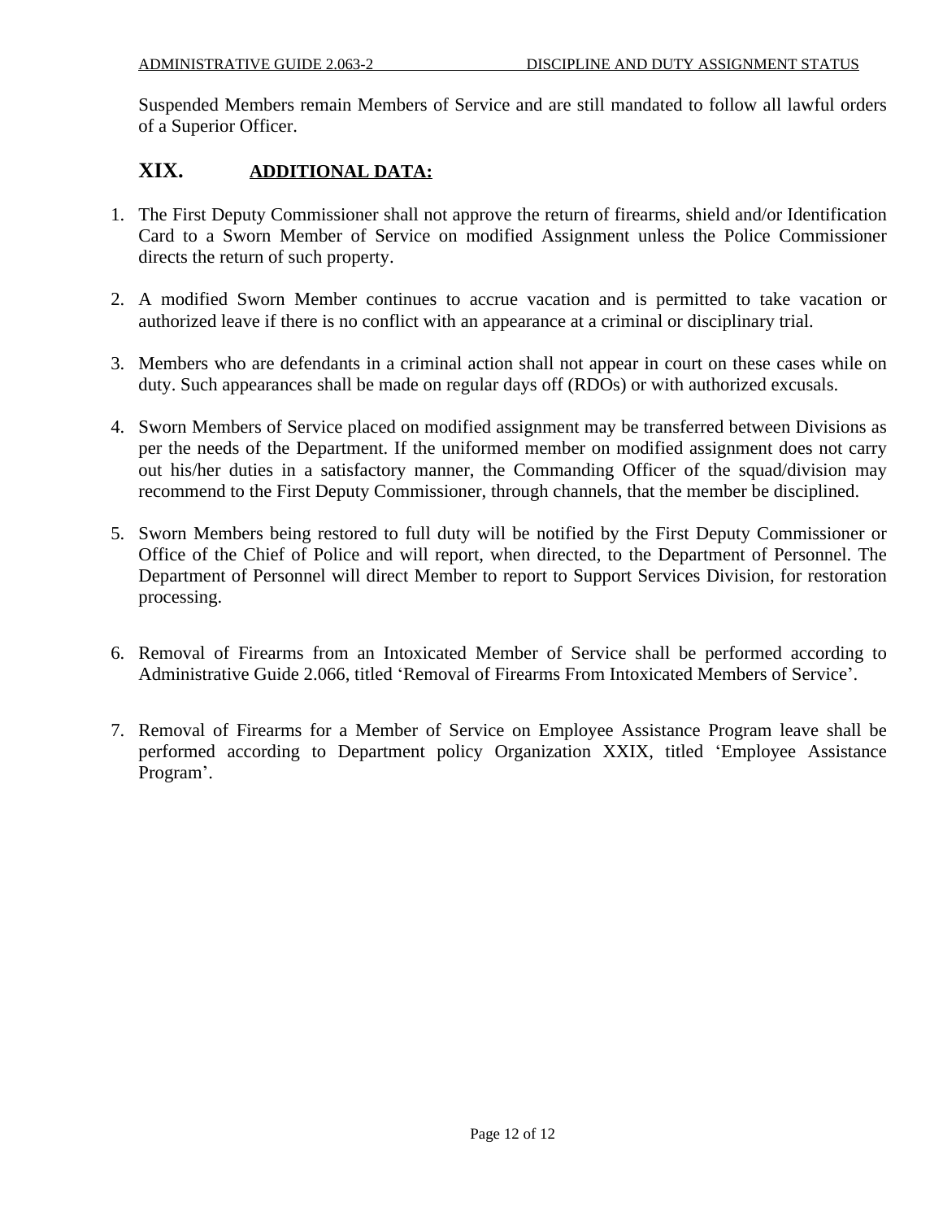Suspended Members remain Members of Service and are still mandated to follow all lawful orders of a Superior Officer.

## XIX. ADDITIONAL DATA:

1. The First Deputy Commissioner shall not approve the return of firearms, shield and/or Identification Card to a Sworn Member of Service on modified Assignment unless the Police Commissioner directs the return of such property.

2. A modified Sworn Member continues to accrue vacation and is permitted to take vacation or authorized leave if there is no conflict with an appearance at a criminal or disciplinary trial.

3. Members who are defendants in a criminal action shall not appear in court on these cases while on duty. Such appearances shall be made on regular days off (RDOs) or with authorized excusals.

4. Sworn Members of Service placed on modified assignment may be transferred between Divisions as per the needs of the Department. If the uniformed member on modified assignment does not carry out his/her duties in a satisfactory manner, the Commanding Officer of the squad/division may recommend to the First Deputy Commissioner, through channels, that the member be disciplined.

5. Sworn Members being restored to full duty will be notified by the First Deputy Commissioner or Office of the Chief of Police and will report, when directed, to the Department of Personnel. The Department of Personnel will direct Member to report to Support Services Division, for restoration processing.

6. Removal of Firearms from an Intoxicated Member of Service shall be performed according to Administrative Guide 2.066, titled 'Removal of Firearms From Intoxicated Members of Service'.

7. Removal of Firearms for a Member of Service on Employee Assistance Program leave shall be performed according to Department policy Organization XXIX, titled 'Employee Assistance Program'.